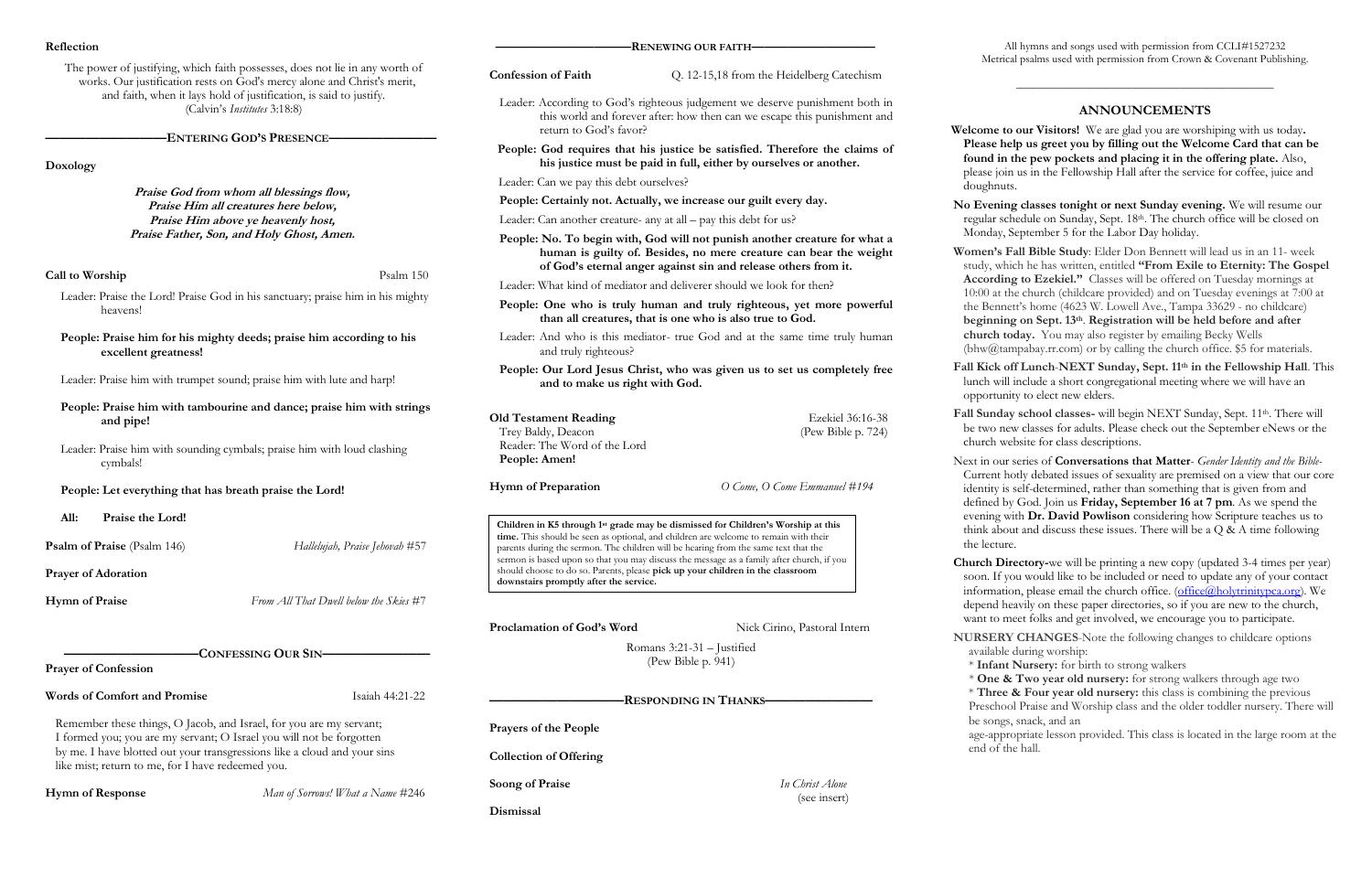## Reflection

The power of justifying, which faith possesses, does not lie in any worth of works. Our justification rests on God's mercy alone and Christ's merit, and faith, when it lays hold of justification, is said to justify.
(Calvin's *Institutes* 3:18:8)

## Entering God's Presence

**Doxology**

***Praise God from whom all blessings flow,***
***Praise Him all creatures here below,***
***Praise Him above ye heavenly host,***
***Praise Father, Son, and Holy Ghost, Amen.***

**Call to Worship** — Psalm 150

Leader: Praise the Lord! Praise God in his sanctuary; praise him in his mighty heavens!

**People: Praise him for his mighty deeds; praise him according to his excellent greatness!**

Leader: Praise him with trumpet sound; praise him with lute and harp!

**People: Praise him with tambourine and dance; praise him with strings and pipe!**

Leader: Praise him with sounding cymbals; praise him with loud clashing cymbals!

**People: Let everything that has breath praise the Lord!**

**All: Praise the Lord!**

**Psalm of Praise** (Psalm 146) — *Hallelujah, Praise Jehovah* #57

**Prayer of Adoration**

**Hymn of Praise** — *From All That Dwell below the Skies* #7

## Confessing Our Sin

**Prayer of Confession**

**Words of Comfort and Promise** — Isaiah 44:21-22

Remember these things, O Jacob, and Israel, for you are my servant; I formed you; you are my servant; O Israel you will not be forgotten by me. I have blotted out your transgressions like a cloud and your sins like mist; return to me, for I have redeemed you.

**Hymn of Response** — *Man of Sorrows! What a Name* #246

## Renewing Our Faith

**Confession of Faith** — Q. 12-15,18 from the Heidelberg Catechism

Leader: According to God's righteous judgement we deserve punishment both in this world and forever after: how then can we escape this punishment and return to God's favor?

**People: God requires that his justice be satisfied. Therefore the claims of his justice must be paid in full, either by ourselves or another.**

Leader: Can we pay this debt ourselves?

**People: Certainly not. Actually, we increase our guilt every day.**

Leader: Can another creature- any at all – pay this debt for us?

**People: No. To begin with, God will not punish another creature for what a human is guilty of. Besides, no mere creature can bear the weight of God's eternal anger against sin and release others from it.**

Leader: What kind of mediator and deliverer should we look for then?

**People: One who is truly human and truly righteous, yet more powerful than all creatures, that is one who is also true to God.**

Leader: And who is this mediator- true God and at the same time truly human and truly righteous?

**People: Our Lord Jesus Christ, who was given us to set us completely free and to make us right with God.**

**Old Testament Reading** — Ezekiel 36:16-38 (Pew Bible p. 724)
Trey Baldy, Deacon
Reader: The Word of the Lord
**People: Amen!**

**Hymn of Preparation** — *O Come, O Come Emmanuel* #194

**Children in K5 through 1st grade may be dismissed for Children's Worship at this time.** This should be seen as optional, and children are welcome to remain with their parents during the sermon. The children will be hearing from the same text that the sermon is based upon so that you may discuss the message as a family after church, if you should choose to do so. Parents, please **pick up your children in the classroom downstairs promptly after the service.**

**Proclamation of God's Word** — Nick Cirino, Pastoral Intern

Romans 3:21-31 – Justified
(Pew Bible p. 941)

## Responding in Thanks

**Prayers of the People**

**Collection of Offering**

**Soong of Praise** — *In Christ Alone* (see insert)

**Dismissal**

All hymns and songs used with permission from CCLI#1527232
Metrical psalms used with permission from Crown & Covenant Publishing.

## ANNOUNCEMENTS

**Welcome to our Visitors!** We are glad you are worshiping with us today**. Please help us greet you by filling out the Welcome Card that can be found in the pew pockets and placing it in the offering plate.** Also, please join us in the Fellowship Hall after the service for coffee, juice and doughnuts.

**No Evening classes tonight or next Sunday evening.** We will resume our regular schedule on Sunday, Sept. 18th. The church office will be closed on Monday, September 5 for the Labor Day holiday.

**Women's Fall Bible Study**: Elder Don Bennett will lead us in an 11- week study, which he has written, entitled **"From Exile to Eternity: The Gospel According to Ezekiel."** Classes will be offered on Tuesday mornings at 10:00 at the church (childcare provided) and on Tuesday evenings at 7:00 at the Bennett's home (4623 W. Lowell Ave., Tampa 33629 - no childcare) **beginning on Sept. 13th**. **Registration will be held before and after church today.** You may also register by emailing Becky Wells (bhw@tampabay.rr.com) or by calling the church office. $5 for materials.

**Fall Kick off Lunch**-**NEXT Sunday, Sept. 11th in the Fellowship Hall**. This lunch will include a short congregational meeting where we will have an opportunity to elect new elders.

**Fall Sunday school classes-** will begin NEXT Sunday, Sept. 11th. There will be two new classes for adults. Please check out the September eNews or the church website for class descriptions.

Next in our series of **Conversations that Matter**- *Gender Identity and the Bible*- Current hotly debated issues of sexuality are premised on a view that our core identity is self-determined, rather than something that is given from and defined by God. Join us **Friday, September 16 at 7 pm**. As we spend the evening with **Dr. David Powlison** considering how Scripture teaches us to think about and discuss these issues. There will be a Q & A time following the lecture.

**Church Directory-**we will be printing a new copy (updated 3-4 times per year) soon. If you would like to be included or need to update any of your contact information, please email the church office. (office@holytrinitypca.org). We depend heavily on these paper directories, so if you are new to the church, want to meet folks and get involved, we encourage you to participate.

**NURSERY CHANGES**-Note the following changes to childcare options available during worship:
* **Infant Nursery:** for birth to strong walkers
* **One & Two year old nursery:** for strong walkers through age two
* **Three & Four year old nursery:** this class is combining the previous Preschool Praise and Worship class and the older toddler nursery. There will be songs, snack, and an age-appropriate lesson provided. This class is located in the large room at the end of the hall.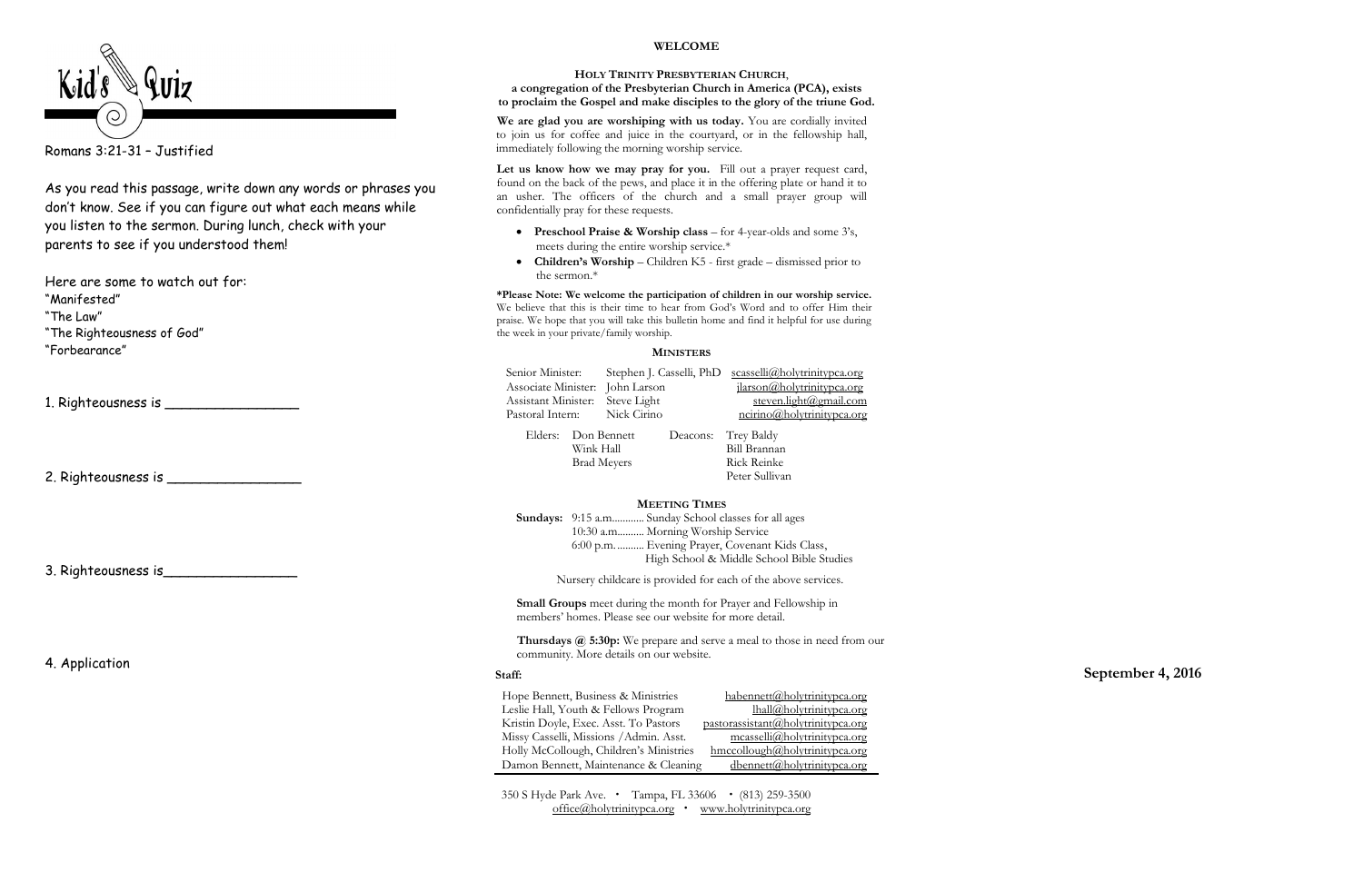# Kid's Quiz

Romans 3:21-31 – Justified

As you read this passage, write down any words or phrases you don't know. See if you can figure out what each means while you listen to the sermon. During lunch, check with your parents to see if you understood them!

Here are some to watch out for:
"Manifested"
"The Law"
"The Righteousness of God"
"Forbearance"

1. Righteousness is ________________

2. Righteousness is ________________

3. Righteousness is________________

4. Application

## WELCOME

**HOLY TRINITY PRESBYTERIAN CHURCH, a congregation of the Presbyterian Church in America (PCA), exists to proclaim the Gospel and make disciples to the glory of the triune God.**

**We are glad you are worshiping with us today.** You are cordially invited to join us for coffee and juice in the courtyard, or in the fellowship hall, immediately following the morning worship service.

**Let us know how we may pray for you.** Fill out a prayer request card, found on the back of the pews, and place it in the offering plate or hand it to an usher. The officers of the church and a small prayer group will confidentially pray for these requests.

- **Preschool Praise & Worship class** – for 4-year-olds and some 3's, meets during the entire worship service.*
- **Children's Worship** – Children K5 - first grade – dismissed prior to the sermon.*

**\*Please Note: We welcome the participation of children in our worship service.** We believe that this is their time to hear from God's Word and to offer Him their praise. We hope that you will take this bulletin home and find it helpful for use during the week in your private/family worship.

### MINISTERS

| | | |
|---|---|---|
| Senior Minister: | Stephen J. Casselli, PhD | scasselli@holytrinitypca.org |
| Associate Minister: | John Larson | jlarson@holytrinitypca.org |
| Assistant Minister: | Steve Light | steven.light@gmail.com |
| Pastoral Intern: | Nick Cirino | ncirino@holytrinitypca.org |

| | | | |
|---|---|---|---|
| Elders: | Don Bennett | Deacons: | Trey Baldy |
| | Wink Hall | | Bill Brannan |
| | Brad Meyers | | Rick Reinke |
| | | | Peter Sullivan |

### MEETING TIMES

**Sundays:** 9:15 a.m............ Sunday School classes for all ages
10:30 a.m.......... Morning Worship Service
6:00 p.m........... Evening Prayer, Covenant Kids Class, High School & Middle School Bible Studies

Nursery childcare is provided for each of the above services.

**Small Groups** meet during the month for Prayer and Fellowship in members' homes. Please see our website for more detail.

**Thursdays @ 5:30p:** We prepare and serve a meal to those in need from our community. More details on our website.

**Staff:**

| | |
|---|---|
| Hope Bennett, Business & Ministries | habennett@holytrinitypca.org |
| Leslie Hall, Youth & Fellows Program | lhall@holytrinitypca.org |
| Kristin Doyle, Exec. Asst. To Pastors | pastorassistant@holytrinitypca.org |
| Missy Casselli, Missions /Admin. Asst. | mcasselli@holytrinitypca.org |
| Holly McCollough, Children's Ministries | hmccollough@holytrinitypca.org |
| Damon Bennett, Maintenance & Cleaning | dbennett@holytrinitypca.org |

350 S Hyde Park Ave. • Tampa, FL 33606 • (813) 259-3500
office@holytrinitypca.org • www.holytrinitypca.org

**September 4, 2016**